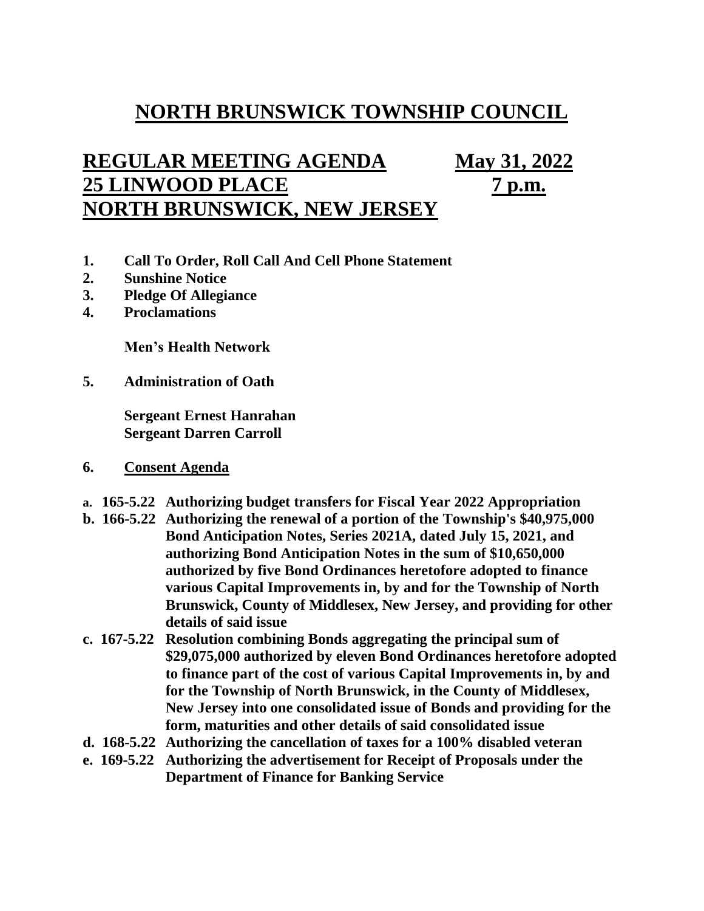# NORTH BRUNSWICK TOWNSHIP COUNCIL

## REGULAR MEETING AGENDA May 31, 2022
## 25 LINWOOD PLACE 7 p.m.
## NORTH BRUNSWICK, NEW JERSEY

1. **Call To Order, Roll Call And Cell Phone Statement**
2. **Sunshine Notice**
3. **Pledge Of Allegiance**
4. **Proclamations**

   **Men's Health Network**

5. **Administration of Oath**

   **Sergeant Ernest Hanrahan**
   **Sergeant Darren Carroll**

6. **Consent Agenda**

- **a. 165-5.22 Authorizing budget transfers for Fiscal Year 2022 Appropriation**
- **b. 166-5.22 Authorizing the renewal of a portion of the Township's $40,975,000 Bond Anticipation Notes, Series 2021A, dated July 15, 2021, and authorizing Bond Anticipation Notes in the sum of $10,650,000 authorized by five Bond Ordinances heretofore adopted to finance various Capital Improvements in, by and for the Township of North Brunswick, County of Middlesex, New Jersey, and providing for other details of said issue**
- **c. 167-5.22 Resolution combining Bonds aggregating the principal sum of $29,075,000 authorized by eleven Bond Ordinances heretofore adopted to finance part of the cost of various Capital Improvements in, by and for the Township of North Brunswick, in the County of Middlesex, New Jersey into one consolidated issue of Bonds and providing for the form, maturities and other details of said consolidated issue**
- **d. 168-5.22 Authorizing the cancellation of taxes for a 100% disabled veteran**
- **e. 169-5.22 Authorizing the advertisement for Receipt of Proposals under the Department of Finance for Banking Service**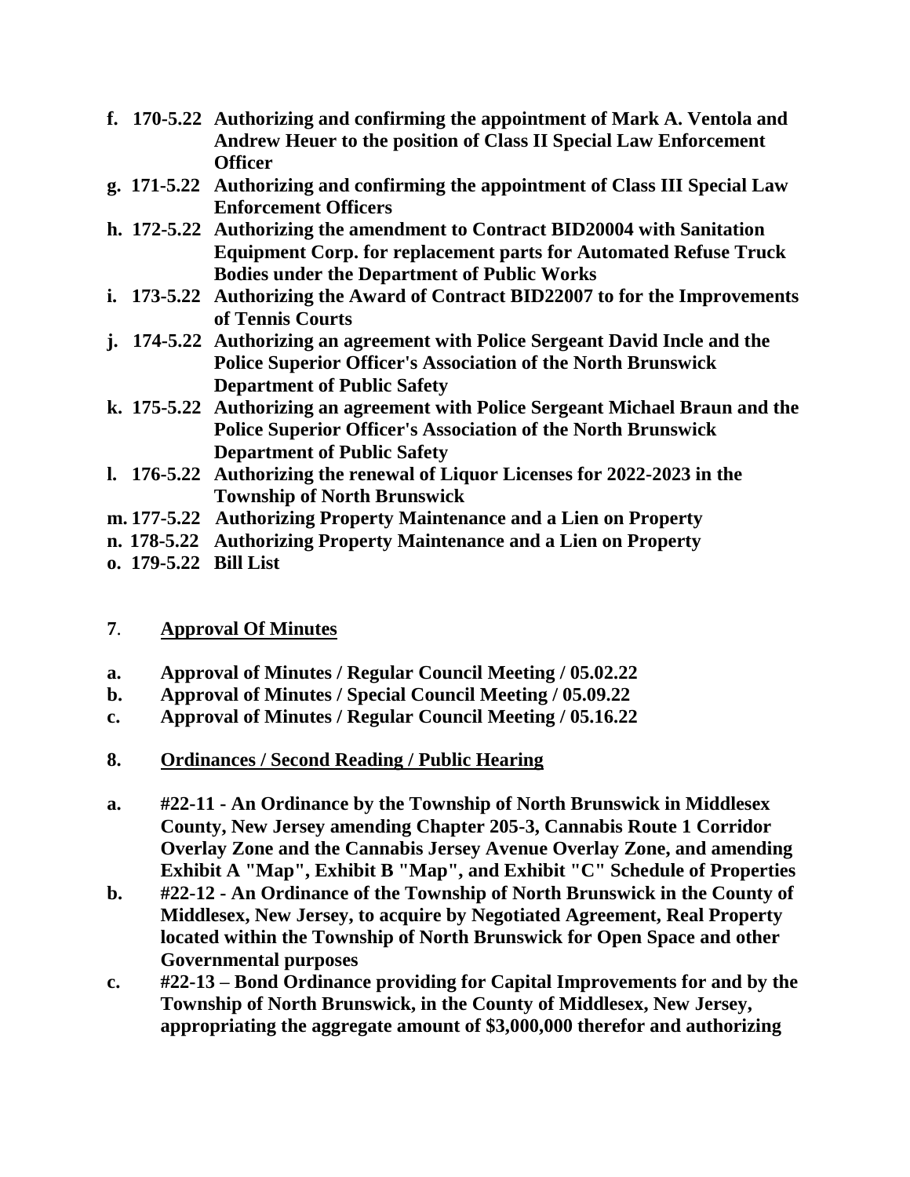- **f. 170-5.22 Authorizing and confirming the appointment of Mark A. Ventola and Andrew Heuer to the position of Class II Special Law Enforcement Officer**
- **g. 171-5.22 Authorizing and confirming the appointment of Class III Special Law Enforcement Officers**
- **h. 172-5.22 Authorizing the amendment to Contract BID20004 with Sanitation Equipment Corp. for replacement parts for Automated Refuse Truck Bodies under the Department of Public Works**
- **i. 173-5.22 Authorizing the Award of Contract BID22007 to for the Improvements of Tennis Courts**
- **j. 174-5.22 Authorizing an agreement with Police Sergeant David Incle and the Police Superior Officer's Association of the North Brunswick Department of Public Safety**
- **k. 175-5.22 Authorizing an agreement with Police Sergeant Michael Braun and the Police Superior Officer's Association of the North Brunswick Department of Public Safety**
- **l. 176-5.22 Authorizing the renewal of Liquor Licenses for 2022-2023 in the Township of North Brunswick**
- **m. 177-5.22 Authorizing Property Maintenance and a Lien on Property**
- **n. 178-5.22 Authorizing Property Maintenance and a Lien on Property**
- **o. 179-5.22 Bill List**

**7. <u>Approval Of Minutes</u>**

- **a. Approval of Minutes / Regular Council Meeting / 05.02.22**
- **b. Approval of Minutes / Special Council Meeting / 05.09.22**
- **c. Approval of Minutes / Regular Council Meeting / 05.16.22**

**8. <u>Ordinances / Second Reading / Public Hearing</u>**

- **a. #22-11 - An Ordinance by the Township of North Brunswick in Middlesex County, New Jersey amending Chapter 205-3, Cannabis Route 1 Corridor Overlay Zone and the Cannabis Jersey Avenue Overlay Zone, and amending Exhibit A "Map", Exhibit B "Map", and Exhibit "C" Schedule of Properties**
- **b. #22-12 - An Ordinance of the Township of North Brunswick in the County of Middlesex, New Jersey, to acquire by Negotiated Agreement, Real Property located within the Township of North Brunswick for Open Space and other Governmental purposes**
- **c. #22-13 – Bond Ordinance providing for Capital Improvements for and by the Township of North Brunswick, in the County of Middlesex, New Jersey, appropriating the aggregate amount of $3,000,000 therefor and authorizing**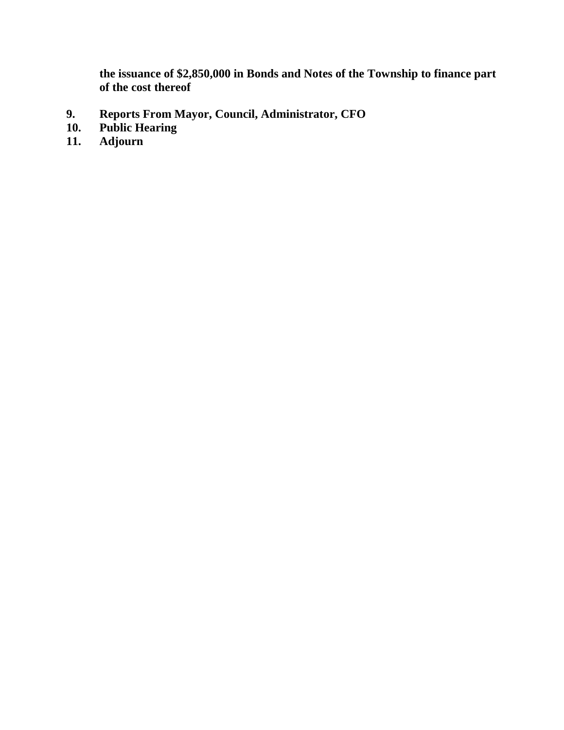**the issuance of $2,850,000 in Bonds and Notes of the Township to finance part of the cost thereof**

**9. Reports From Mayor, Council, Administrator, CFO**

**10. Public Hearing**

**11. Adjourn**